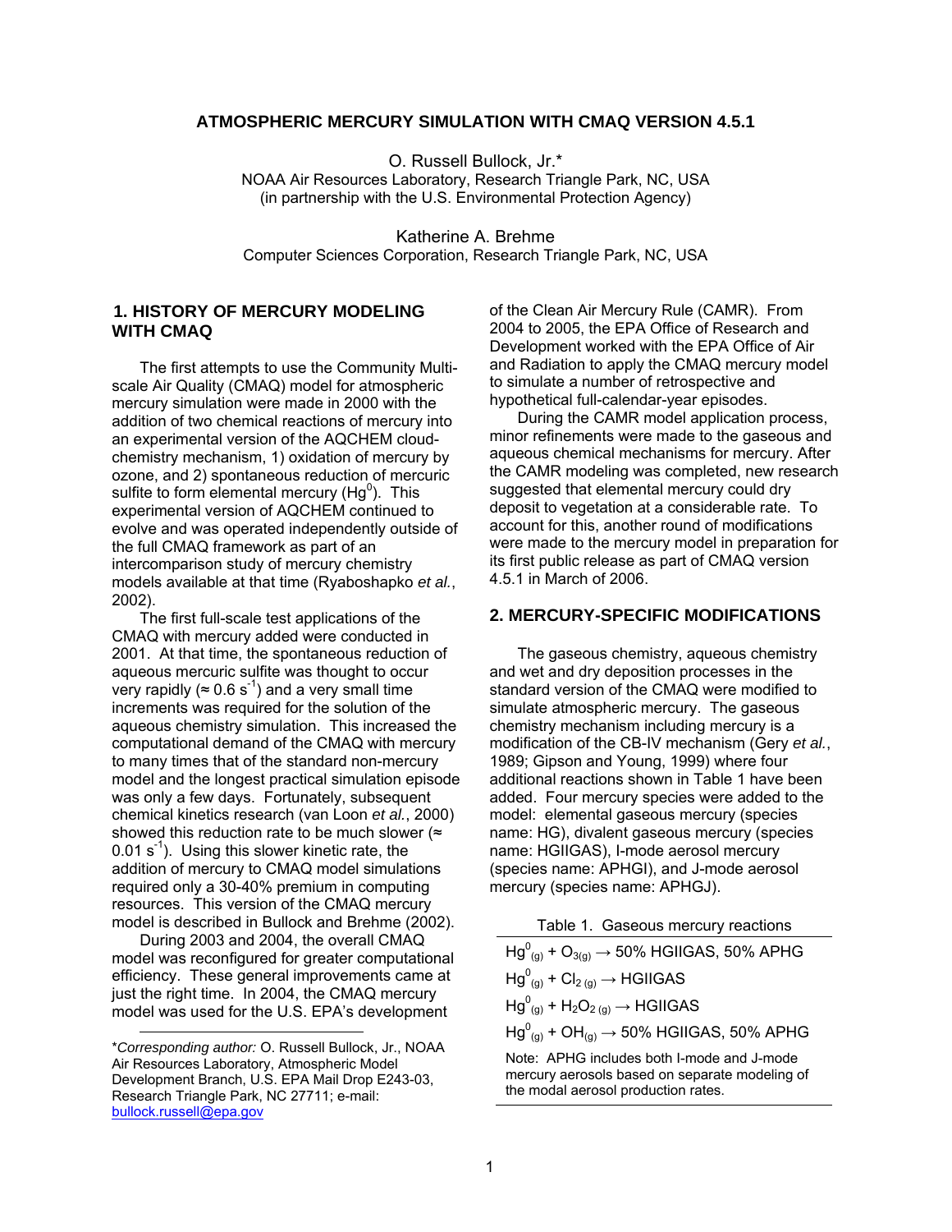# ATMOSPHERIC MERCURY SIMULATION WITH CMAQ VERSION 4.5.1

O. Russell Bullock, Jr.*
NOAA Air Resources Laboratory, Research Triangle Park, NC, USA
(in partnership with the U.S. Environmental Protection Agency)

Katherine A. Brehme
Computer Sciences Corporation, Research Triangle Park, NC, USA

## 1. HISTORY OF MERCURY MODELING WITH CMAQ

The first attempts to use the Community Multi-scale Air Quality (CMAQ) model for atmospheric mercury simulation were made in 2000 with the addition of two chemical reactions of mercury into an experimental version of the AQCHEM cloud-chemistry mechanism, 1) oxidation of mercury by ozone, and 2) spontaneous reduction of mercuric sulfite to form elemental mercury ($Hg^0$). This experimental version of AQCHEM continued to evolve and was operated independently outside of the full CMAQ framework as part of an intercomparison study of mercury chemistry models available at that time (Ryaboshapko *et al.*, 2002).

The first full-scale test applications of the CMAQ with mercury added were conducted in 2001. At that time, the spontaneous reduction of aqueous mercuric sulfite was thought to occur very rapidly ($\approx 0.6\ s^{-1}$) and a very small time increments was required for the solution of the aqueous chemistry simulation. This increased the computational demand of the CMAQ with mercury to many times that of the standard non-mercury model and the longest practical simulation episode was only a few days. Fortunately, subsequent chemical kinetics research (van Loon *et al.*, 2000) showed this reduction rate to be much slower ($\approx 0.01\ s^{-1}$). Using this slower kinetic rate, the addition of mercury to CMAQ model simulations required only a 30-40% premium in computing resources. This version of the CMAQ mercury model is described in Bullock and Brehme (2002).

During 2003 and 2004, the overall CMAQ model was reconfigured for greater computational efficiency. These general improvements came at just the right time. In 2004, the CMAQ mercury model was used for the U.S. EPA's development of the Clean Air Mercury Rule (CAMR). From 2004 to 2005, the EPA Office of Research and Development worked with the EPA Office of Air and Radiation to apply the CMAQ mercury model to simulate a number of retrospective and hypothetical full-calendar-year episodes.

During the CAMR model application process, minor refinements were made to the gaseous and aqueous chemical mechanisms for mercury. After the CAMR modeling was completed, new research suggested that elemental mercury could dry deposit to vegetation at a considerable rate. To account for this, another round of modifications were made to the mercury model in preparation for its first public release as part of CMAQ version 4.5.1 in March of 2006.

## 2. MERCURY-SPECIFIC MODIFICATIONS

The gaseous chemistry, aqueous chemistry and wet and dry deposition processes in the standard version of the CMAQ were modified to simulate atmospheric mercury. The gaseous chemistry mechanism including mercury is a modification of the CB-IV mechanism (Gery *et al.*, 1989; Gipson and Young, 1999) where four additional reactions shown in Table 1 have been added. Four mercury species were added to the model: elemental gaseous mercury (species name: HG), divalent gaseous mercury (species name: HGIIGAS), I-mode aerosol mercury (species name: APHGI), and J-mode aerosol mercury (species name: APHGJ).

Table 1. Gaseous mercury reactions

| |
|---|
| $Hg^0_{(g)} + O_{3(g)} \rightarrow$ 50% HGIIGAS, 50% APHG |
| $Hg^0_{(g)} + Cl_{2\,(g)} \rightarrow$ HGIIGAS |
| $Hg^0_{(g)} + H_2O_{2\,(g)} \rightarrow$ HGIIGAS |
| $Hg^0_{(g)} + OH_{(g)} \rightarrow$ 50% HGIIGAS, 50% APHG |

Note: APHG includes both I-mode and J-mode mercury aerosols based on separate modeling of the modal aerosol production rates.

---

**Corresponding author:* O. Russell Bullock, Jr., NOAA Air Resources Laboratory, Atmospheric Model Development Branch, U.S. EPA Mail Drop E243-03, Research Triangle Park, NC 27711; e-mail: bullock.russell@epa.gov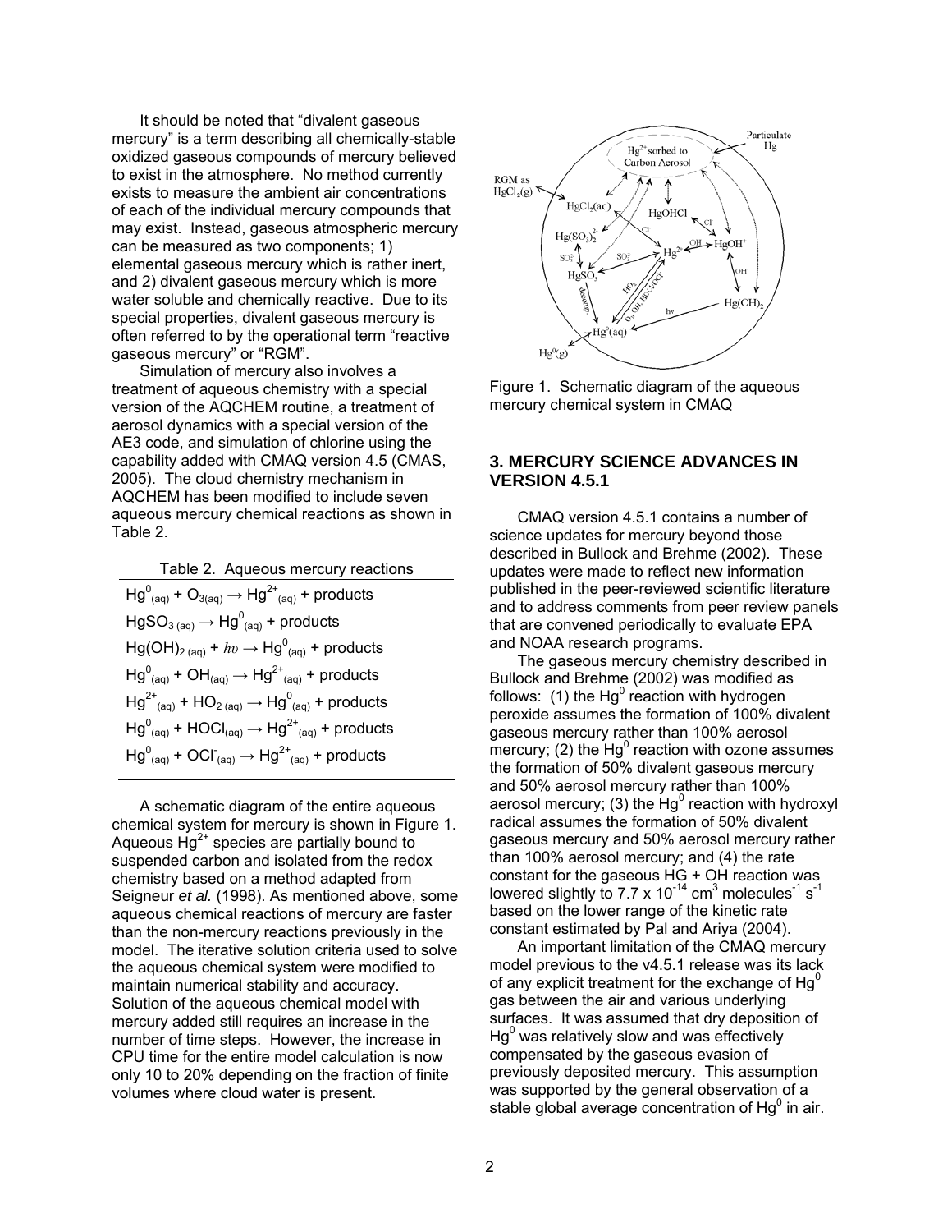It should be noted that "divalent gaseous mercury" is a term describing all chemically-stable oxidized gaseous compounds of mercury believed to exist in the atmosphere. No method currently exists to measure the ambient air concentrations of each of the individual mercury compounds that may exist. Instead, gaseous atmospheric mercury can be measured as two components; 1) elemental gaseous mercury which is rather inert, and 2) divalent gaseous mercury which is more water soluble and chemically reactive. Due to its special properties, divalent gaseous mercury is often referred to by the operational term "reactive gaseous mercury" or "RGM".

Simulation of mercury also involves a treatment of aqueous chemistry with a special version of the AQCHEM routine, a treatment of aerosol dynamics with a special version of the AE3 code, and simulation of chlorine using the capability added with CMAQ version 4.5 (CMAS, 2005). The cloud chemistry mechanism in AQCHEM has been modified to include seven aqueous mercury chemical reactions as shown in Table 2.

Table 2. Aqueous mercury reactions

| Reaction |
|---|
| $Hg^0_{(aq)} + O_{3(aq)} \rightarrow Hg^{2+}_{(aq)}$ + products |
| $HgSO_{3\,(aq)} \rightarrow Hg^0_{(aq)}$ + products |
| $Hg(OH)_{2\,(aq)} + h\upsilon \rightarrow Hg^0_{(aq)}$ + products |
| $Hg^0_{(aq)} + OH_{(aq)} \rightarrow Hg^{2+}_{(aq)}$ + products |
| $Hg^{2+}_{(aq)} + HO_{2\,(aq)} \rightarrow Hg^0_{(aq)}$ + products |
| $Hg^0_{(aq)} + HOCl_{(aq)} \rightarrow Hg^{2+}_{(aq)}$ + products |
| $Hg^0_{(aq)} + OCl^-_{(aq)} \rightarrow Hg^{2+}_{(aq)}$ + products |

A schematic diagram of the entire aqueous chemical system for mercury is shown in Figure 1. Aqueous $Hg^{2+}$ species are partially bound to suspended carbon and isolated from the redox chemistry based on a method adapted from Seigneur *et al.* (1998). As mentioned above, some aqueous chemical reactions of mercury are faster than the non-mercury reactions previously in the model. The iterative solution criteria used to solve the aqueous chemical system were modified to maintain numerical stability and accuracy. Solution of the aqueous chemical model with mercury added still requires an increase in the number of time steps. However, the increase in CPU time for the entire model calculation is now only 10 to 20% depending on the fraction of finite volumes where cloud water is present.

Figure 1. Schematic diagram of the aqueous mercury chemical system in CMAQ

## 3. MERCURY SCIENCE ADVANCES IN VERSION 4.5.1

CMAQ version 4.5.1 contains a number of science updates for mercury beyond those described in Bullock and Brehme (2002). These updates were made to reflect new information published in the peer-reviewed scientific literature and to address comments from peer review panels that are convened periodically to evaluate EPA and NOAA research programs.

The gaseous mercury chemistry described in Bullock and Brehme (2002) was modified as follows: (1) the $Hg^0$ reaction with hydrogen peroxide assumes the formation of 100% divalent gaseous mercury rather than 100% aerosol mercury; (2) the $Hg^0$ reaction with ozone assumes the formation of 50% divalent gaseous mercury and 50% aerosol mercury rather than 100% aerosol mercury; (3) the $Hg^0$ reaction with hydroxyl radical assumes the formation of 50% divalent gaseous mercury and 50% aerosol mercury rather than 100% aerosol mercury; and (4) the rate constant for the gaseous HG + OH reaction was lowered slightly to $7.7 \times 10^{-14}$ $cm^3$ $molecules^{-1}$ $s^{-1}$ based on the lower range of the kinetic rate constant estimated by Pal and Ariya (2004).

An important limitation of the CMAQ mercury model previous to the v4.5.1 release was its lack of any explicit treatment for the exchange of $Hg^0$ gas between the air and various underlying surfaces. It was assumed that dry deposition of $Hg^0$ was relatively slow and was effectively compensated by the gaseous evasion of previously deposited mercury. This assumption was supported by the general observation of a stable global average concentration of $Hg^0$ in air.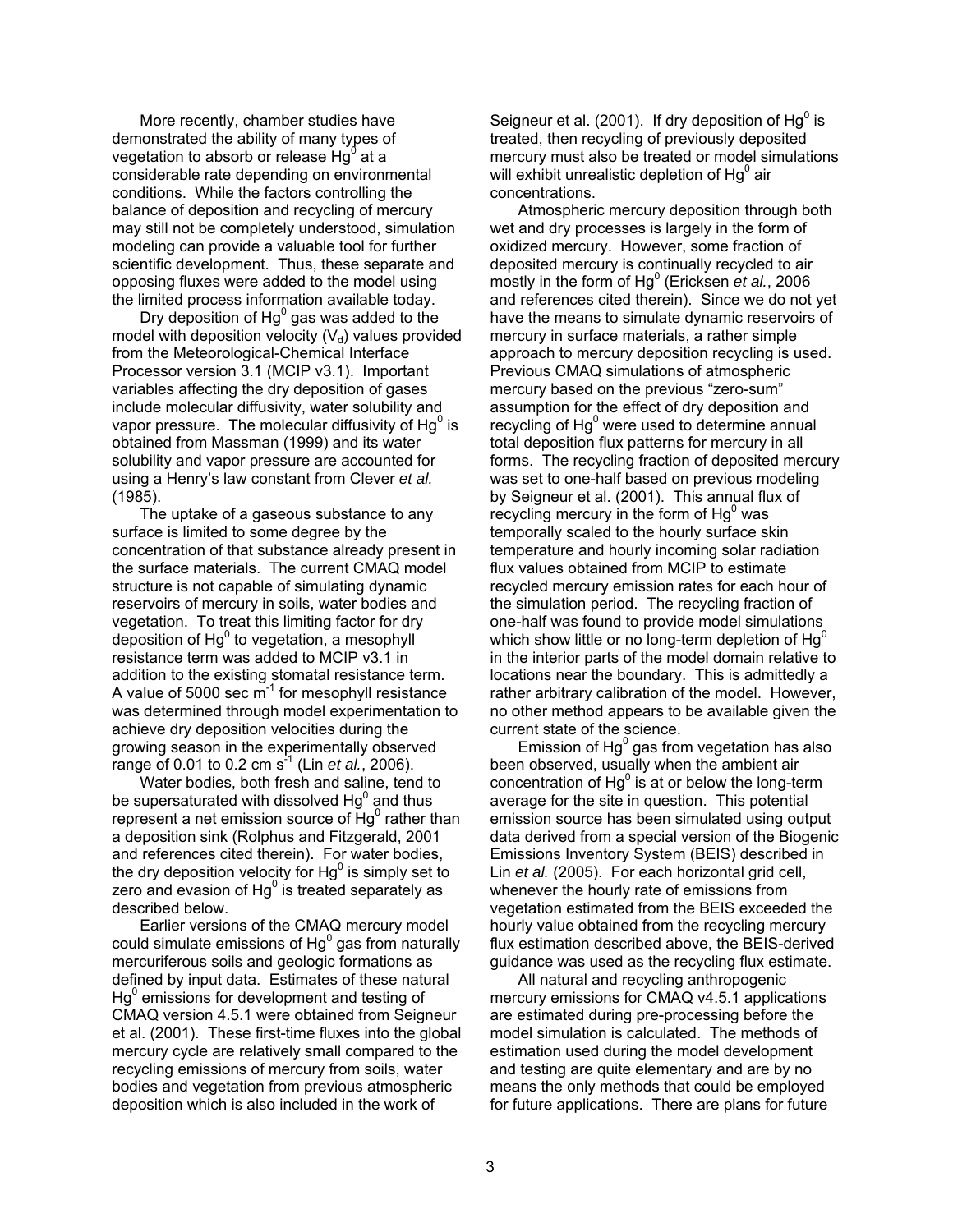More recently, chamber studies have demonstrated the ability of many types of vegetation to absorb or release $Hg^0$ at a considerable rate depending on environmental conditions. While the factors controlling the balance of deposition and recycling of mercury may still not be completely understood, simulation modeling can provide a valuable tool for further scientific development. Thus, these separate and opposing fluxes were added to the model using the limited process information available today.

Dry deposition of $Hg^0$ gas was added to the model with deposition velocity ($V_d$) values provided from the Meteorological-Chemical Interface Processor version 3.1 (MCIP v3.1). Important variables affecting the dry deposition of gases include molecular diffusivity, water solubility and vapor pressure. The molecular diffusivity of $Hg^0$ is obtained from Massman (1999) and its water solubility and vapor pressure are accounted for using a Henry's law constant from Clever *et al.* (1985).

The uptake of a gaseous substance to any surface is limited to some degree by the concentration of that substance already present in the surface materials. The current CMAQ model structure is not capable of simulating dynamic reservoirs of mercury in soils, water bodies and vegetation. To treat this limiting factor for dry deposition of $Hg^0$ to vegetation, a mesophyll resistance term was added to MCIP v3.1 in addition to the existing stomatal resistance term. A value of 5000 sec $m^{-1}$ for mesophyll resistance was determined through model experimentation to achieve dry deposition velocities during the growing season in the experimentally observed range of 0.01 to 0.2 cm $s^{-1}$ (Lin *et al.*, 2006).

Water bodies, both fresh and saline, tend to be supersaturated with dissolved $Hg^0$ and thus represent a net emission source of $Hg^0$ rather than a deposition sink (Rolphus and Fitzgerald, 2001 and references cited therein). For water bodies, the dry deposition velocity for $Hg^0$ is simply set to zero and evasion of $Hg^0$ is treated separately as described below.

Earlier versions of the CMAQ mercury model could simulate emissions of $Hg^0$ gas from naturally mercuriferous soils and geologic formations as defined by input data. Estimates of these natural $Hg^0$ emissions for development and testing of CMAQ version 4.5.1 were obtained from Seigneur et al. (2001). These first-time fluxes into the global mercury cycle are relatively small compared to the recycling emissions of mercury from soils, water bodies and vegetation from previous atmospheric deposition which is also included in the work of Seigneur et al. (2001). If dry deposition of $Hg^0$ is treated, then recycling of previously deposited mercury must also be treated or model simulations will exhibit unrealistic depletion of $Hg^0$ air concentrations.

Atmospheric mercury deposition through both wet and dry processes is largely in the form of oxidized mercury. However, some fraction of deposited mercury is continually recycled to air mostly in the form of $Hg^0$ (Ericksen *et al.*, 2006 and references cited therein). Since we do not yet have the means to simulate dynamic reservoirs of mercury in surface materials, a rather simple approach to mercury deposition recycling is used. Previous CMAQ simulations of atmospheric mercury based on the previous "zero-sum" assumption for the effect of dry deposition and recycling of $Hg^0$ were used to determine annual total deposition flux patterns for mercury in all forms. The recycling fraction of deposited mercury was set to one-half based on previous modeling by Seigneur et al. (2001). This annual flux of recycling mercury in the form of $Hg^0$ was temporally scaled to the hourly surface skin temperature and hourly incoming solar radiation flux values obtained from MCIP to estimate recycled mercury emission rates for each hour of the simulation period. The recycling fraction of one-half was found to provide model simulations which show little or no long-term depletion of $Hg^0$ in the interior parts of the model domain relative to locations near the boundary. This is admittedly a rather arbitrary calibration of the model. However, no other method appears to be available given the current state of the science.

Emission of $Hg^0$ gas from vegetation has also been observed, usually when the ambient air concentration of $Hg^0$ is at or below the long-term average for the site in question. This potential emission source has been simulated using output data derived from a special version of the Biogenic Emissions Inventory System (BEIS) described in Lin *et al.* (2005). For each horizontal grid cell, whenever the hourly rate of emissions from vegetation estimated from the BEIS exceeded the hourly value obtained from the recycling mercury flux estimation described above, the BEIS-derived guidance was used as the recycling flux estimate.

All natural and recycling anthropogenic mercury emissions for CMAQ v4.5.1 applications are estimated during pre-processing before the model simulation is calculated. The methods of estimation used during the model development and testing are quite elementary and are by no means the only methods that could be employed for future applications. There are plans for future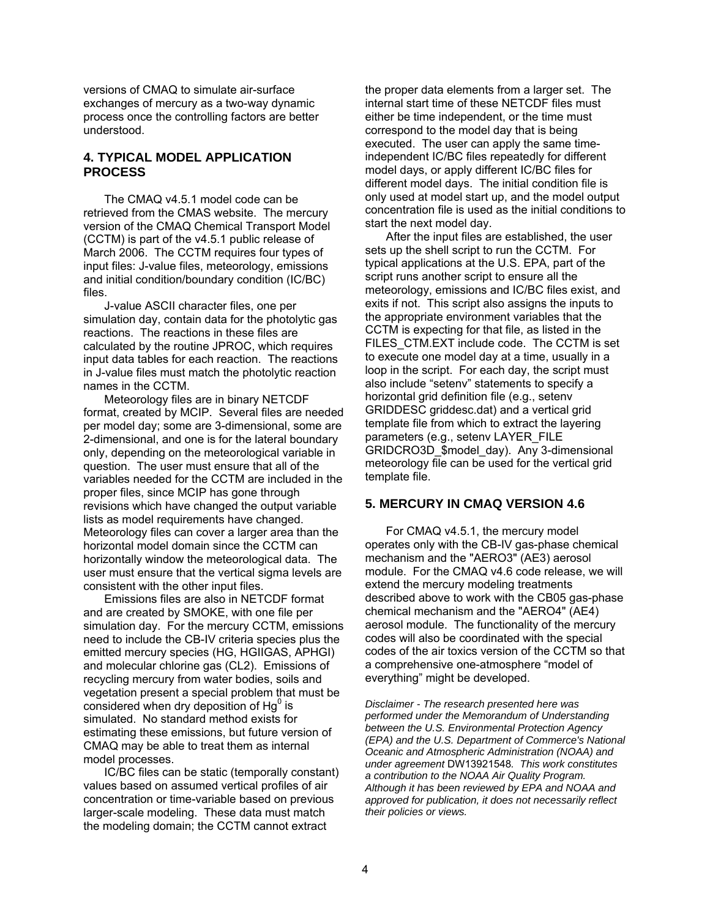versions of CMAQ to simulate air-surface exchanges of mercury as a two-way dynamic process once the controlling factors are better understood.

## 4. TYPICAL MODEL APPLICATION PROCESS

The CMAQ v4.5.1 model code can be retrieved from the CMAS website. The mercury version of the CMAQ Chemical Transport Model (CCTM) is part of the v4.5.1 public release of March 2006. The CCTM requires four types of input files: J-value files, meteorology, emissions and initial condition/boundary condition (IC/BC) files.

J-value ASCII character files, one per simulation day, contain data for the photolytic gas reactions. The reactions in these files are calculated by the routine JPROC, which requires input data tables for each reaction. The reactions in J-value files must match the photolytic reaction names in the CCTM.

Meteorology files are in binary NETCDF format, created by MCIP. Several files are needed per model day; some are 3-dimensional, some are 2-dimensional, and one is for the lateral boundary only, depending on the meteorological variable in question. The user must ensure that all of the variables needed for the CCTM are included in the proper files, since MCIP has gone through revisions which have changed the output variable lists as model requirements have changed. Meteorology files can cover a larger area than the horizontal model domain since the CCTM can horizontally window the meteorological data. The user must ensure that the vertical sigma levels are consistent with the other input files.

Emissions files are also in NETCDF format and are created by SMOKE, with one file per simulation day. For the mercury CCTM, emissions need to include the CB-IV criteria species plus the emitted mercury species (HG, HGIIGAS, APHGI) and molecular chlorine gas (CL2). Emissions of recycling mercury from water bodies, soils and vegetation present a special problem that must be considered when dry deposition of $Hg^0$ is simulated. No standard method exists for estimating these emissions, but future version of CMAQ may be able to treat them as internal model processes.

IC/BC files can be static (temporally constant) values based on assumed vertical profiles of air concentration or time-variable based on previous larger-scale modeling. These data must match the modeling domain; the CCTM cannot extract the proper data elements from a larger set. The internal start time of these NETCDF files must either be time independent, or the time must correspond to the model day that is being executed. The user can apply the same time-independent IC/BC files repeatedly for different model days, or apply different IC/BC files for different model days. The initial condition file is only used at model start up, and the model output concentration file is used as the initial conditions to start the next model day.

After the input files are established, the user sets up the shell script to run the CCTM. For typical applications at the U.S. EPA, part of the script runs another script to ensure all the meteorology, emissions and IC/BC files exist, and exits if not. This script also assigns the inputs to the appropriate environment variables that the CCTM is expecting for that file, as listed in the FILES_CTM.EXT include code. The CCTM is set to execute one model day at a time, usually in a loop in the script. For each day, the script must also include "setenv" statements to specify a horizontal grid definition file (e.g., setenv GRIDDESC griddesc.dat) and a vertical grid template file from which to extract the layering parameters (e.g., setenv LAYER_FILE GRIDCRO3D_$model_day). Any 3-dimensional meteorology file can be used for the vertical grid template file.

## 5. MERCURY IN CMAQ VERSION 4.6

For CMAQ v4.5.1, the mercury model operates only with the CB-IV gas-phase chemical mechanism and the "AERO3" (AE3) aerosol module. For the CMAQ v4.6 code release, we will extend the mercury modeling treatments described above to work with the CB05 gas-phase chemical mechanism and the "AERO4" (AE4) aerosol module. The functionality of the mercury codes will also be coordinated with the special codes of the air toxics version of the CCTM so that a comprehensive one-atmosphere "model of everything" might be developed.

*Disclaimer - The research presented here was performed under the Memorandum of Understanding between the U.S. Environmental Protection Agency (EPA) and the U.S. Department of Commerce's National Oceanic and Atmospheric Administration (NOAA) and under agreement* DW13921548*. This work constitutes a contribution to the NOAA Air Quality Program. Although it has been reviewed by EPA and NOAA and approved for publication, it does not necessarily reflect their policies or views.*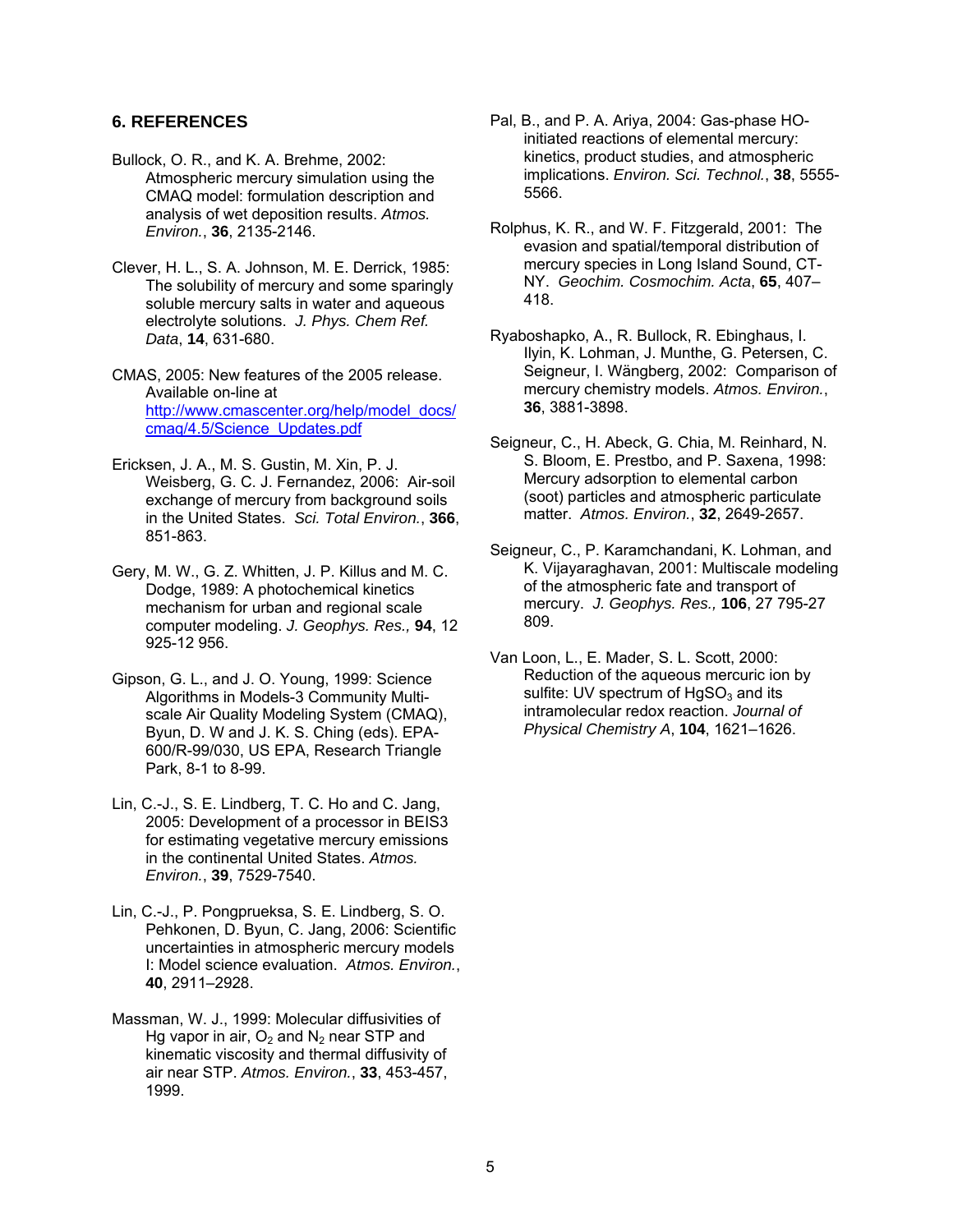## 6. REFERENCES

Bullock, O. R., and K. A. Brehme, 2002: Atmospheric mercury simulation using the CMAQ model: formulation description and analysis of wet deposition results. *Atmos. Environ.*, **36**, 2135-2146.

Clever, H. L., S. A. Johnson, M. E. Derrick, 1985: The solubility of mercury and some sparingly soluble mercury salts in water and aqueous electrolyte solutions. *J. Phys. Chem Ref. Data*, **14**, 631-680.

CMAS, 2005: New features of the 2005 release. Available on-line at http://www.cmascenter.org/help/model_docs/cmaq/4.5/Science_Updates.pdf

Ericksen, J. A., M. S. Gustin, M. Xin, P. J. Weisberg, G. C. J. Fernandez, 2006: Air-soil exchange of mercury from background soils in the United States. *Sci. Total Environ.*, **366**, 851-863.

Gery, M. W., G. Z. Whitten, J. P. Killus and M. C. Dodge, 1989: A photochemical kinetics mechanism for urban and regional scale computer modeling. *J. Geophys. Res.,* **94**, 12 925-12 956.

Gipson, G. L., and J. O. Young, 1999: Science Algorithms in Models-3 Community Multi-scale Air Quality Modeling System (CMAQ), Byun, D. W and J. K. S. Ching (eds). EPA-600/R-99/030, US EPA, Research Triangle Park, 8-1 to 8-99.

Lin, C.-J., S. E. Lindberg, T. C. Ho and C. Jang, 2005: Development of a processor in BEIS3 for estimating vegetative mercury emissions in the continental United States. *Atmos. Environ.*, **39**, 7529-7540.

Lin, C.-J., P. Pongprueksa, S. E. Lindberg, S. O. Pehkonen, D. Byun, C. Jang, 2006: Scientific uncertainties in atmospheric mercury models I: Model science evaluation. *Atmos. Environ.*, **40**, 2911–2928.

Massman, W. J., 1999: Molecular diffusivities of Hg vapor in air, $O_2$ and $N_2$ near STP and kinematic viscosity and thermal diffusivity of air near STP. *Atmos. Environ.*, **33**, 453-457, 1999.

Pal, B., and P. A. Ariya, 2004: Gas-phase HO-initiated reactions of elemental mercury: kinetics, product studies, and atmospheric implications. *Environ. Sci. Technol.*, **38**, 5555-5566.

Rolphus, K. R., and W. F. Fitzgerald, 2001: The evasion and spatial/temporal distribution of mercury species in Long Island Sound, CT-NY. *Geochim. Cosmochim. Acta*, **65**, 407–418.

Ryaboshapko, A., R. Bullock, R. Ebinghaus, I. Ilyin, K. Lohman, J. Munthe, G. Petersen, C. Seigneur, I. Wängberg, 2002: Comparison of mercury chemistry models. *Atmos. Environ.*, **36**, 3881-3898.

Seigneur, C., H. Abeck, G. Chia, M. Reinhard, N. S. Bloom, E. Prestbo, and P. Saxena, 1998: Mercury adsorption to elemental carbon (soot) particles and atmospheric particulate matter. *Atmos. Environ.*, **32**, 2649-2657.

Seigneur, C., P. Karamchandani, K. Lohman, and K. Vijayaraghavan, 2001: Multiscale modeling of the atmospheric fate and transport of mercury. *J. Geophys. Res.,* **106**, 27 795-27 809.

Van Loon, L., E. Mader, S. L. Scott, 2000: Reduction of the aqueous mercuric ion by sulfite: UV spectrum of $HgSO_3$ and its intramolecular redox reaction. *Journal of Physical Chemistry A*, **104**, 1621–1626.